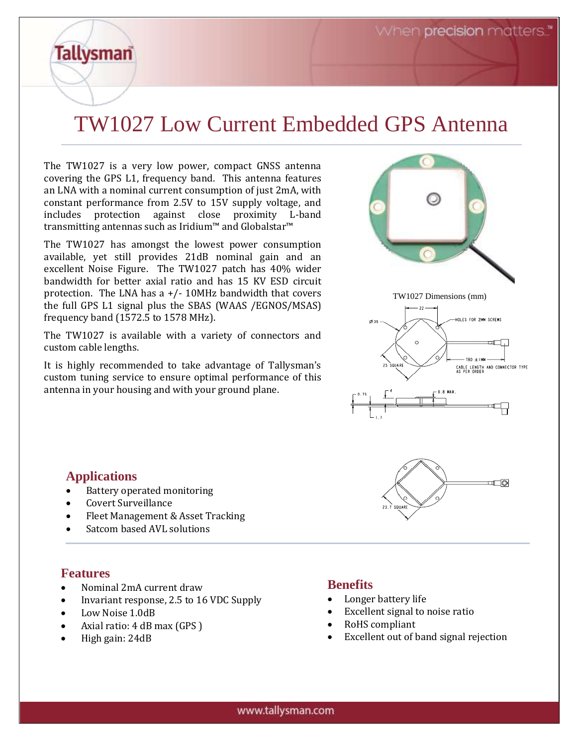# TW1027 Low Current Embedded GPS Antenna

The TW1027 is a very low power, compact GNSS antenna covering the GPS L1, frequency band. This antenna features an LNA with a nominal current consumption of just 2mA, with constant performance from 2.5V to 15V supply voltage, and includes protection against close proximity L-band transmitting antennas such as Iridium™ and Globalstar™

The TW1027 has amongst the lowest power consumption available, yet still provides 21dB nominal gain and an excellent Noise Figure. The TW1027 patch has 40% wider bandwidth for better axial ratio and has 15 KV ESD circuit protection. The LNA has a +/- 10MHz bandwidth that covers the full GPS L1 signal plus the SBAS (WAAS /EGNOS/MSAS) frequency band (1572.5 to 1578 MHz).

The TW1027 is available with a variety of connectors and custom cable lengths.

It is highly recommended to take advantage of Tallysman's custom tuning service to ensure optimal performance of this antenna in your housing and with your ground plane.

TW1027 Dimensions (mm)

## Applications

- Battery operated monitoring
- Covert Surveillance
- Fleet Management & Asset Tracking
- Satcom based AVL solutions

## Features

- Nominal 2mA current draw
- Invariant response, 2.5 to 16 VDC Supply
- Low Noise 1.0dB
- Axial ratio: 4 dB max (GPS )
- High gain: 24dB

## Benefits

- Longer battery life
- Excellent signal to noise ratio
- RoHS compliant
- Excellent out of band signal rejection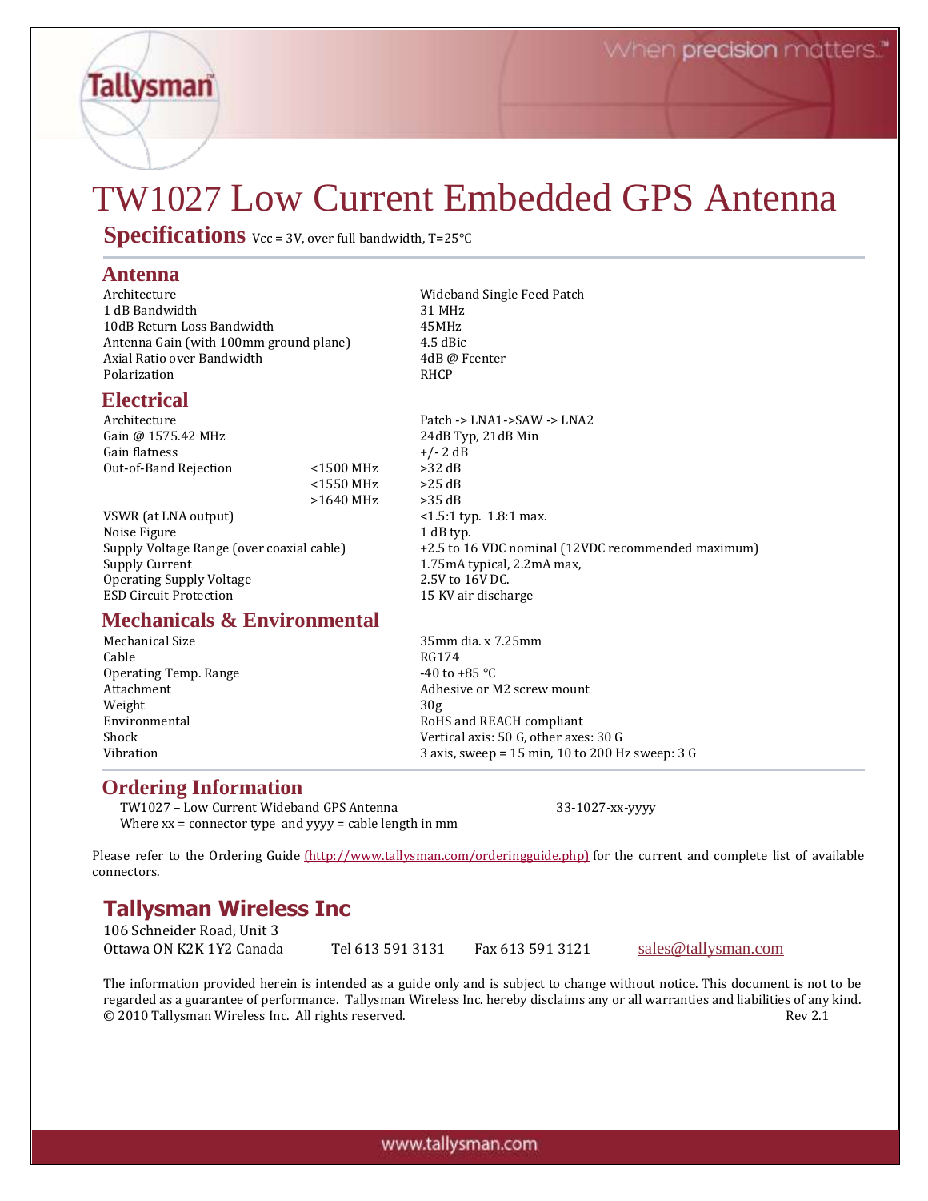# TW1027 Low Current Embedded GPS Antenna

## Specifications Vcc = 3V, over full bandwidth, T=25°C

### Antenna

| | |
|---|---|
| Architecture | Wideband Single Feed Patch |
| 1 dB Bandwidth | 31 MHz |
| 10dB Return Loss Bandwidth | 45MHz |
| Antenna Gain (with 100mm ground plane) | 4.5 dBic |
| Axial Ratio over Bandwidth | 4dB @ Fcenter |
| Polarization | RHCP |

### Electrical

| | | |
|---|---|---|
| Architecture | | Patch -> LNA1->SAW -> LNA2 |
| Gain @ 1575.42 MHz | | 24dB Typ, 21dB Min |
| Gain flatness | | +/- 2 dB |
| Out-of-Band Rejection | <1500 MHz | >32 dB |
| | <1550 MHz | >25 dB |
| | >1640 MHz | >35 dB |
| VSWR (at LNA output) | | <1.5:1 typ. 1.8:1 max. |
| Noise Figure | | 1 dB typ. |
| Supply Voltage Range (over coaxial cable) | | +2.5 to 16 VDC nominal (12VDC recommended maximum) |
| Supply Current | | 1.75mA typical, 2.2mA max, |
| Operating Supply Voltage | | 2.5V to 16V DC. |
| ESD Circuit Protection | | 15 KV air discharge |

### Mechanicals & Environmental

| | |
|---|---|
| Mechanical Size | 35mm dia. x 7.25mm |
| Cable | RG174 |
| Operating Temp. Range | -40 to +85 °C |
| Attachment | Adhesive or M2 screw mount |
| Weight | 30g |
| Environmental | RoHS and REACH compliant |
| Shock | Vertical axis: 50 G, other axes: 30 G |
| Vibration | 3 axis, sweep = 15 min, 10 to 200 Hz sweep: 3 G |

### Ordering Information

TW1027 – Low Current Wideband GPS Antenna 33-1027-xx-yyyy
Where xx = connector type and yyyy = cable length in mm

Please refer to the Ordering Guide (http://www.tallysman.com/orderingguide.php) for the current and complete list of available connectors.

## Tallysman Wireless Inc

106 Schneider Road, Unit 3
Ottawa ON K2K 1Y2 Canada Tel 613 591 3131 Fax 613 591 3121 sales@tallysman.com

The information provided herein is intended as a guide only and is subject to change without notice. This document is not to be regarded as a guarantee of performance. Tallysman Wireless Inc. hereby disclaims any or all warranties and liabilities of any kind.
© 2010 Tallysman Wireless Inc. All rights reserved. Rev 2.1